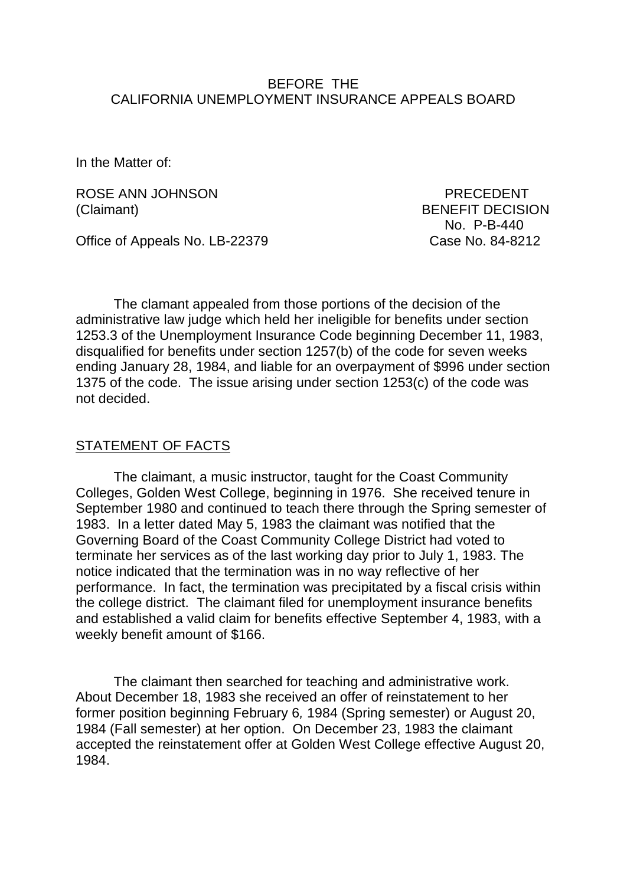BEFORE THE
CALIFORNIA UNEMPLOYMENT INSURANCE APPEALS BOARD

In the Matter of:

ROSE ANN JOHNSON (Claimant)

PRECEDENT BENEFIT DECISION No. P-B-440

Office of Appeals No. LB-22379

Case No. 84-8212

The clamant appealed from those portions of the decision of the administrative law judge which held her ineligible for benefits under section 1253.3 of the Unemployment Insurance Code beginning December 11, 1983, disqualified for benefits under section 1257(b) of the code for seven weeks ending January 28, 1984, and liable for an overpayment of $996 under section 1375 of the code. The issue arising under section 1253(c) of the code was not decided.

## STATEMENT OF FACTS

The claimant, a music instructor, taught for the Coast Community Colleges, Golden West College, beginning in 1976. She received tenure in September 1980 and continued to teach there through the Spring semester of 1983. In a letter dated May 5, 1983 the claimant was notified that the Governing Board of the Coast Community College District had voted to terminate her services as of the last working day prior to July 1, 1983. The notice indicated that the termination was in no way reflective of her performance. In fact, the termination was precipitated by a fiscal crisis within the college district. The claimant filed for unemployment insurance benefits and established a valid claim for benefits effective September 4, 1983, with a weekly benefit amount of $166.

The claimant then searched for teaching and administrative work. About December 18, 1983 she received an offer of reinstatement to her former position beginning February 6, 1984 (Spring semester) or August 20, 1984 (Fall semester) at her option. On December 23, 1983 the claimant accepted the reinstatement offer at Golden West College effective August 20, 1984.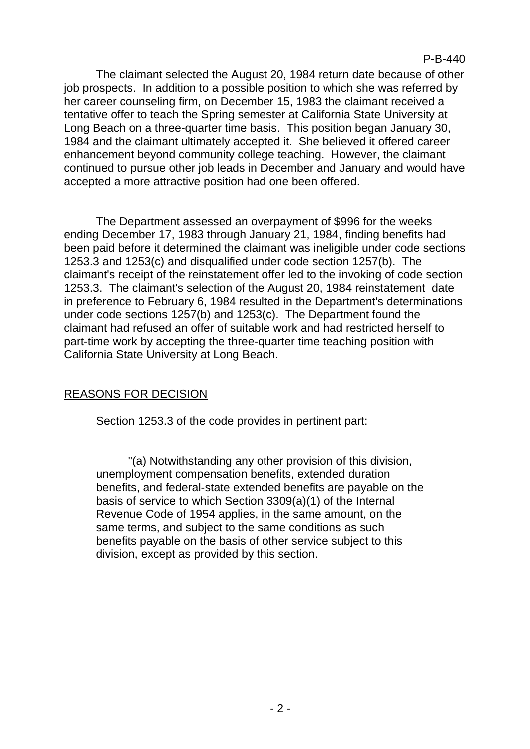The claimant selected the August 20, 1984 return date because of other job prospects. In addition to a possible position to which she was referred by her career counseling firm, on December 15, 1983 the claimant received a tentative offer to teach the Spring semester at California State University at Long Beach on a three-quarter time basis. This position began January 30, 1984 and the claimant ultimately accepted it. She believed it offered career enhancement beyond community college teaching. However, the claimant continued to pursue other job leads in December and January and would have accepted a more attractive position had one been offered.

The Department assessed an overpayment of $996 for the weeks ending December 17, 1983 through January 21, 1984, finding benefits had been paid before it determined the claimant was ineligible under code sections 1253.3 and 1253(c) and disqualified under code section 1257(b). The claimant's receipt of the reinstatement offer led to the invoking of code section 1253.3. The claimant's selection of the August 20, 1984 reinstatement date in preference to February 6, 1984 resulted in the Department's determinations under code sections 1257(b) and 1253(c). The Department found the claimant had refused an offer of suitable work and had restricted herself to part-time work by accepting the three-quarter time teaching position with California State University at Long Beach.

## REASONS FOR DECISION

Section 1253.3 of the code provides in pertinent part:

> "(a) Notwithstanding any other provision of this division, unemployment compensation benefits, extended duration benefits, and federal-state extended benefits are payable on the basis of service to which Section 3309(a)(1) of the Internal Revenue Code of 1954 applies, in the same amount, on the same terms, and subject to the same conditions as such benefits payable on the basis of other service subject to this division, except as provided by this section.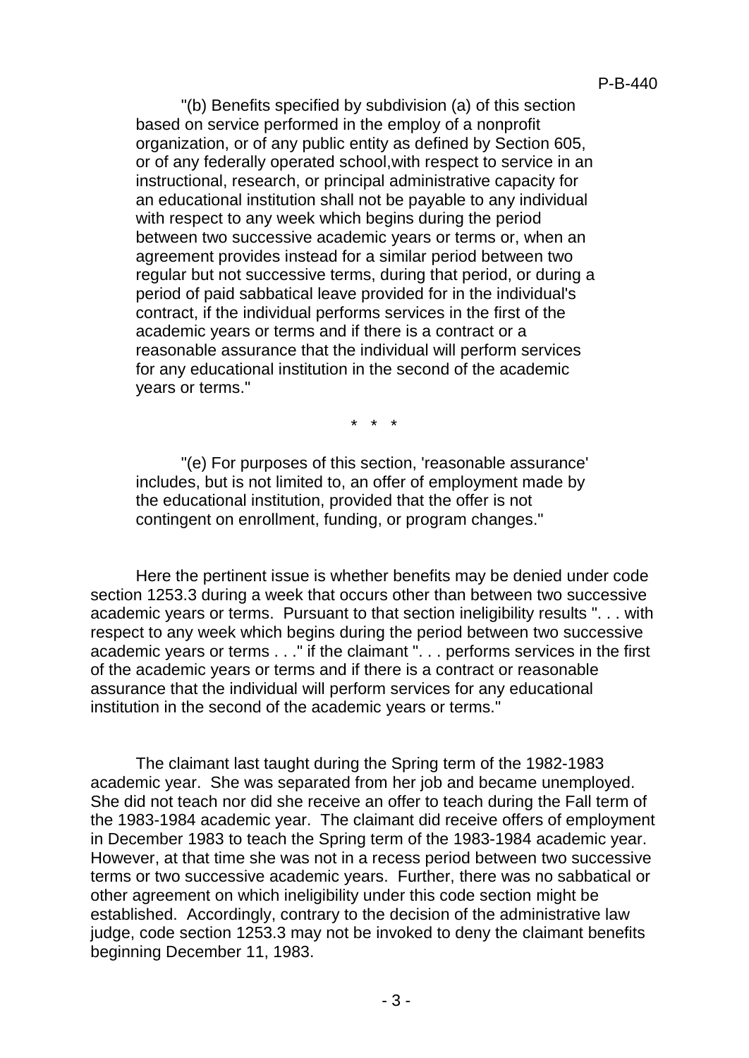"(b) Benefits specified by subdivision (a) of this section based on service performed in the employ of a nonprofit organization, or of any public entity as defined by Section 605, or of any federally operated school,with respect to service in an instructional, research, or principal administrative capacity for an educational institution shall not be payable to any individual with respect to any week which begins during the period between two successive academic years or terms or, when an agreement provides instead for a similar period between two regular but not successive terms, during that period, or during a period of paid sabbatical leave provided for in the individual's contract, if the individual performs services in the first of the academic years or terms and if there is a contract or a reasonable assurance that the individual will perform services for any educational institution in the second of the academic years or terms."

\* \* \*

"(e) For purposes of this section, 'reasonable assurance' includes, but is not limited to, an offer of employment made by the educational institution, provided that the offer is not contingent on enrollment, funding, or program changes."

Here the pertinent issue is whether benefits may be denied under code section 1253.3 during a week that occurs other than between two successive academic years or terms. Pursuant to that section ineligibility results ". . . with respect to any week which begins during the period between two successive academic years or terms . . ." if the claimant ". . . performs services in the first of the academic years or terms and if there is a contract or reasonable assurance that the individual will perform services for any educational institution in the second of the academic years or terms."

The claimant last taught during the Spring term of the 1982-1983 academic year. She was separated from her job and became unemployed. She did not teach nor did she receive an offer to teach during the Fall term of the 1983-1984 academic year. The claimant did receive offers of employment in December 1983 to teach the Spring term of the 1983-1984 academic year. However, at that time she was not in a recess period between two successive terms or two successive academic years. Further, there was no sabbatical or other agreement on which ineligibility under this code section might be established. Accordingly, contrary to the decision of the administrative law judge, code section 1253.3 may not be invoked to deny the claimant benefits beginning December 11, 1983.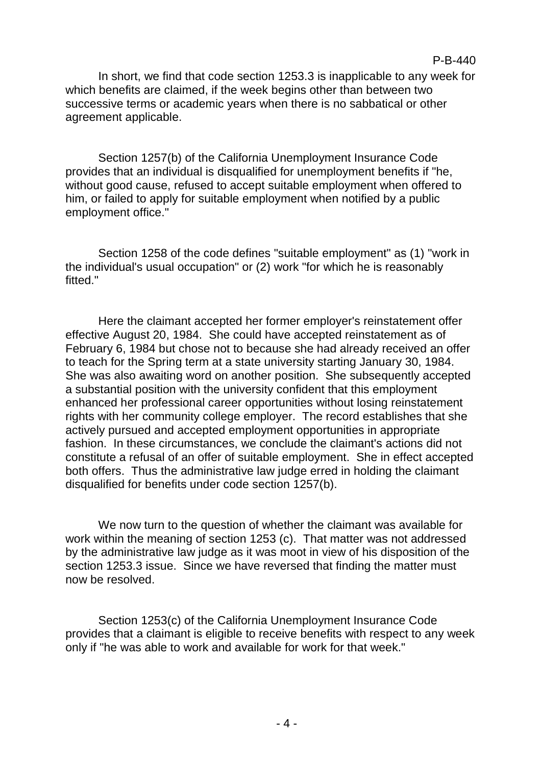In short, we find that code section 1253.3 is inapplicable to any week for which benefits are claimed, if the week begins other than between two successive terms or academic years when there is no sabbatical or other agreement applicable.

Section 1257(b) of the California Unemployment Insurance Code provides that an individual is disqualified for unemployment benefits if "he, without good cause, refused to accept suitable employment when offered to him, or failed to apply for suitable employment when notified by a public employment office."

Section 1258 of the code defines "suitable employment" as (1) "work in the individual's usual occupation" or (2) work "for which he is reasonably fitted."

Here the claimant accepted her former employer's reinstatement offer effective August 20, 1984. She could have accepted reinstatement as of February 6, 1984 but chose not to because she had already received an offer to teach for the Spring term at a state university starting January 30, 1984. She was also awaiting word on another position. She subsequently accepted a substantial position with the university confident that this employment enhanced her professional career opportunities without losing reinstatement rights with her community college employer. The record establishes that she actively pursued and accepted employment opportunities in appropriate fashion. In these circumstances, we conclude the claimant's actions did not constitute a refusal of an offer of suitable employment. She in effect accepted both offers. Thus the administrative law judge erred in holding the claimant disqualified for benefits under code section 1257(b).

We now turn to the question of whether the claimant was available for work within the meaning of section 1253 (c). That matter was not addressed by the administrative law judge as it was moot in view of his disposition of the section 1253.3 issue. Since we have reversed that finding the matter must now be resolved.

Section 1253(c) of the California Unemployment Insurance Code provides that a claimant is eligible to receive benefits with respect to any week only if "he was able to work and available for work for that week."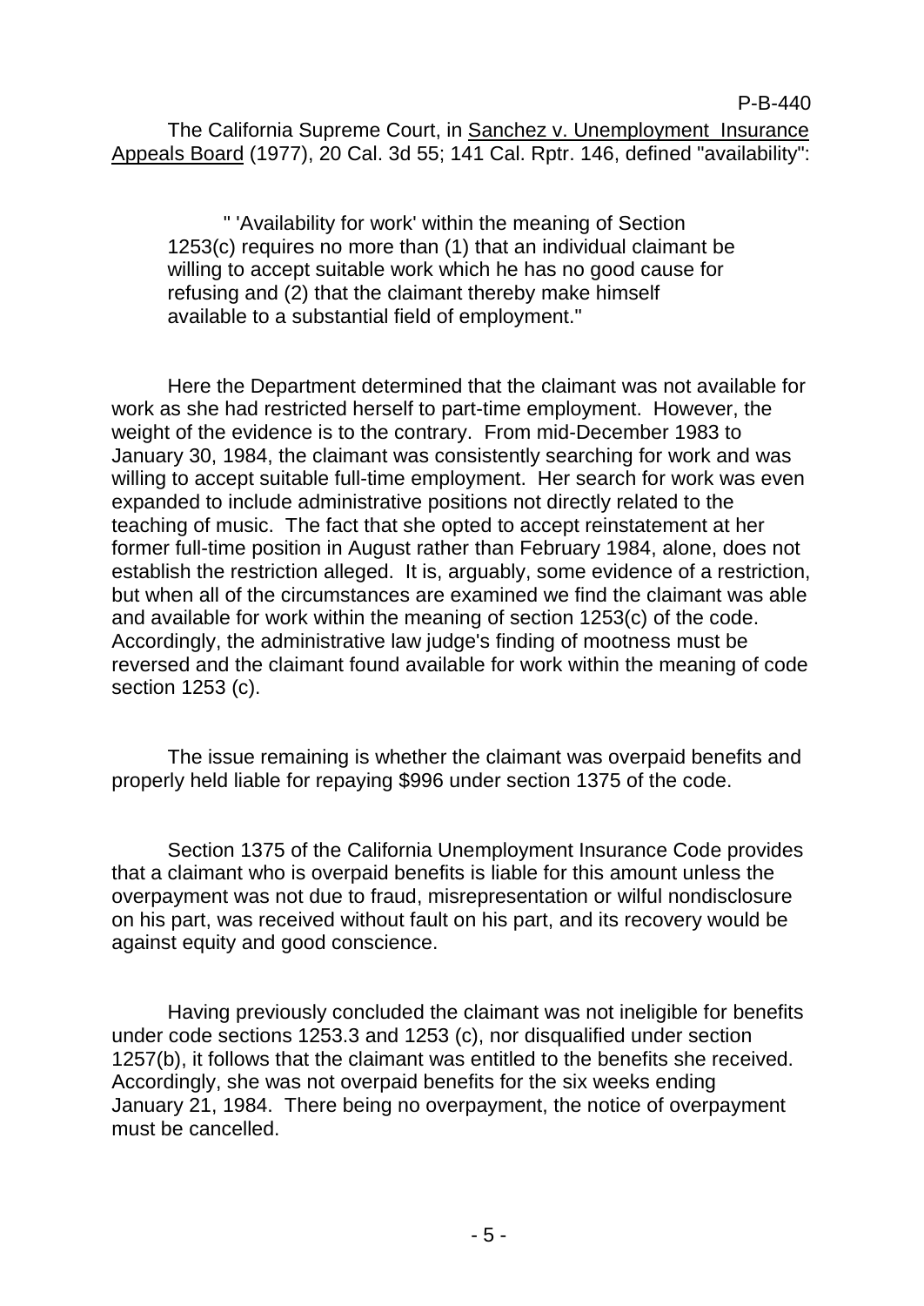The California Supreme Court, in Sanchez v. Unemployment Insurance Appeals Board (1977), 20 Cal. 3d 55; 141 Cal. Rptr. 146, defined "availability":

> " 'Availability for work' within the meaning of Section 1253(c) requires no more than (1) that an individual claimant be willing to accept suitable work which he has no good cause for refusing and (2) that the claimant thereby make himself available to a substantial field of employment."

Here the Department determined that the claimant was not available for work as she had restricted herself to part-time employment. However, the weight of the evidence is to the contrary. From mid-December 1983 to January 30, 1984, the claimant was consistently searching for work and was willing to accept suitable full-time employment. Her search for work was even expanded to include administrative positions not directly related to the teaching of music. The fact that she opted to accept reinstatement at her former full-time position in August rather than February 1984, alone, does not establish the restriction alleged. It is, arguably, some evidence of a restriction, but when all of the circumstances are examined we find the claimant was able and available for work within the meaning of section 1253(c) of the code. Accordingly, the administrative law judge's finding of mootness must be reversed and the claimant found available for work within the meaning of code section 1253 (c).

The issue remaining is whether the claimant was overpaid benefits and properly held liable for repaying $996 under section 1375 of the code.

Section 1375 of the California Unemployment Insurance Code provides that a claimant who is overpaid benefits is liable for this amount unless the overpayment was not due to fraud, misrepresentation or wilful nondisclosure on his part, was received without fault on his part, and its recovery would be against equity and good conscience.

Having previously concluded the claimant was not ineligible for benefits under code sections 1253.3 and 1253 (c), nor disqualified under section 1257(b), it follows that the claimant was entitled to the benefits she received. Accordingly, she was not overpaid benefits for the six weeks ending January 21, 1984. There being no overpayment, the notice of overpayment must be cancelled.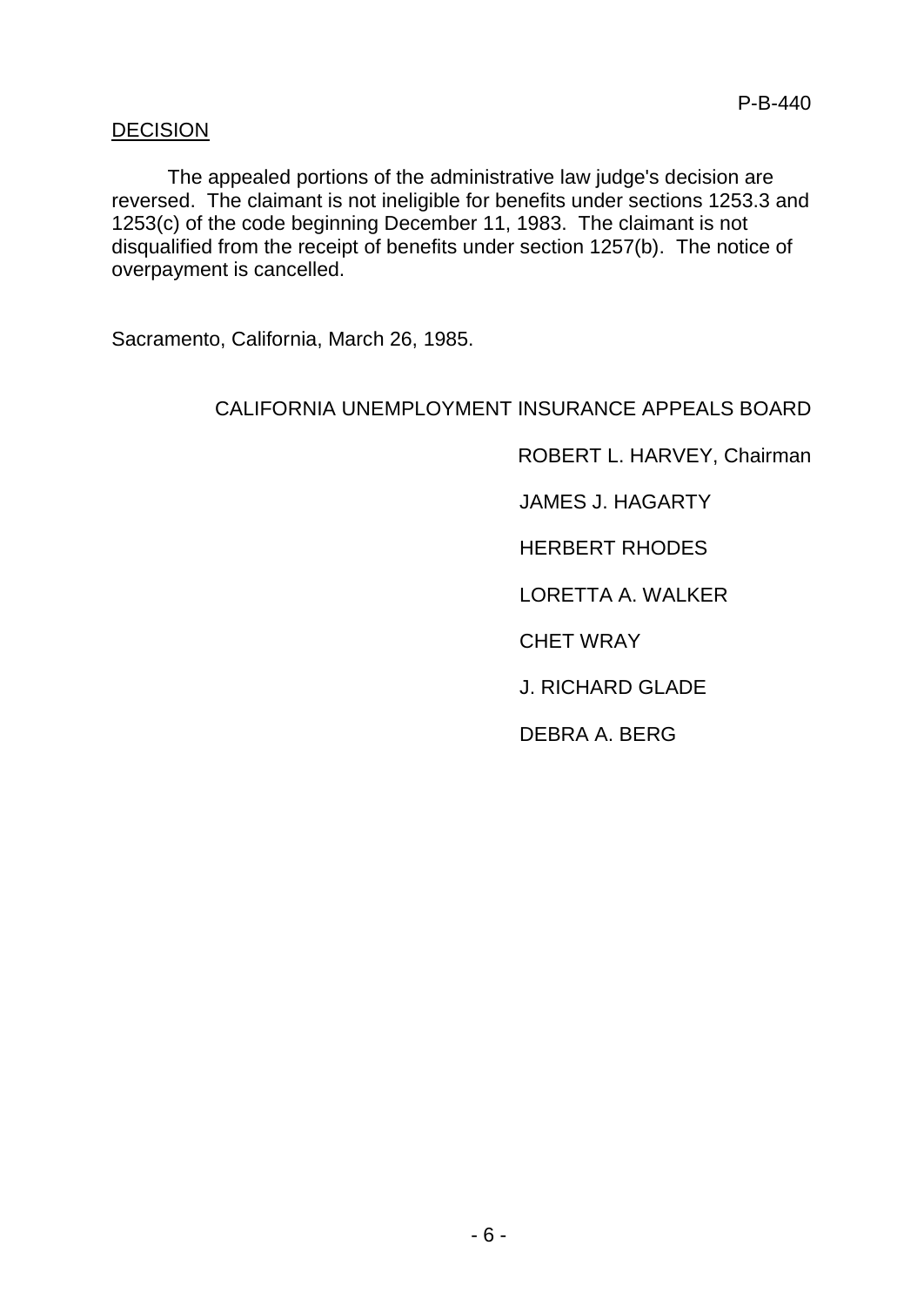DECISION

The appealed portions of the administrative law judge's decision are reversed. The claimant is not ineligible for benefits under sections 1253.3 and 1253(c) of the code beginning December 11, 1983. The claimant is not disqualified from the receipt of benefits under section 1257(b). The notice of overpayment is cancelled.

Sacramento, California, March 26, 1985.

CALIFORNIA UNEMPLOYMENT INSURANCE APPEALS BOARD

ROBERT L. HARVEY, Chairman

JAMES J. HAGARTY

HERBERT RHODES

LORETTA A. WALKER

CHET WRAY

J. RICHARD GLADE

DEBRA A. BERG